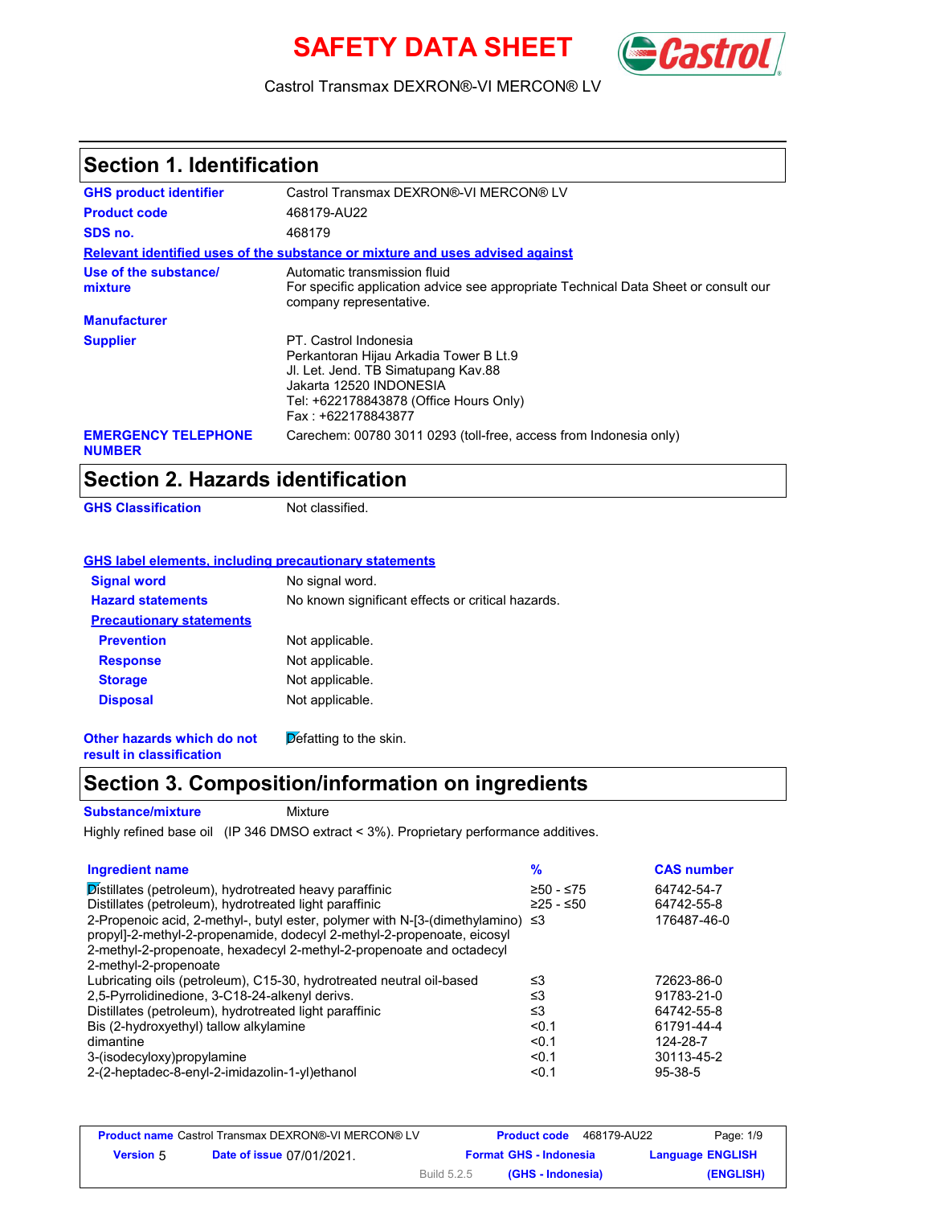# SAFETY DATA SHEET

Castrol Transmax DEXRON®-VI MERCON® LV

## Section 1. Identification

| | |
|---|---|
| **GHS product identifier** | Castrol Transmax DEXRON®-VI MERCON® LV |
| **Product code** | 468179-AU22 |
| **SDS no.** | 468179 |

**Relevant identified uses of the substance or mixture and uses advised against**

| | |
|---|---|
| **Use of the substance/ mixture** | Automatic transmission fluid<br>For specific application advice see appropriate Technical Data Sheet or consult our company representative. |
| **Manufacturer** | |
| **Supplier** | PT. Castrol Indonesia<br>Perkantoran Hijau Arkadia Tower B Lt.9<br>Jl. Let. Jend. TB Simatupang Kav.88<br>Jakarta 12520 INDONESIA<br>Tel: +622178843878 (Office Hours Only)<br>Fax : +622178843877 |
| **EMERGENCY TELEPHONE NUMBER** | Carechem: 00780 3011 0293 (toll-free, access from Indonesia only) |

## Section 2. Hazards identification

**GHS Classification** Not classified.

**GHS label elements, including precautionary statements**

| | |
|---|---|
| **Signal word** | No signal word. |
| **Hazard statements** | No known significant effects or critical hazards. |

**Precautionary statements**

| | |
|---|---|
| **Prevention** | Not applicable. |
| **Response** | Not applicable. |
| **Storage** | Not applicable. |
| **Disposal** | Not applicable. |

**Other hazards which do not result in classification** Defatting to the skin.

## Section 3. Composition/information on ingredients

**Substance/mixture** Mixture

Highly refined base oil (IP 346 DMSO extract < 3%). Proprietary performance additives.

| Ingredient name | % | CAS number |
|---|---|---|
| Distillates (petroleum), hydrotreated heavy paraffinic | ≥50 - ≤75 | 64742-54-7 |
| Distillates (petroleum), hydrotreated light paraffinic | ≥25 - ≤50 | 64742-55-8 |
| 2-Propenoic acid, 2-methyl-, butyl ester, polymer with N-[3-(dimethylamino) propyl]-2-methyl-2-propenamide, dodecyl 2-methyl-2-propenoate, eicosyl 2-methyl-2-propenoate, hexadecyl 2-methyl-2-propenoate and octadecyl 2-methyl-2-propenoate | ≤3 | 176487-46-0 |
| Lubricating oils (petroleum), C15-30, hydrotreated neutral oil-based | ≤3 | 72623-86-0 |
| 2,5-Pyrrolidinedione, 3-C18-24-alkenyl derivs. | ≤3 | 91783-21-0 |
| Distillates (petroleum), hydrotreated light paraffinic | ≤3 | 64742-55-8 |
| Bis (2-hydroxyethyl) tallow alkylamine | <0.1 | 61791-44-4 |
| dimantine | <0.1 | 124-28-7 |
| 3-(isodecyloxy)propylamine | <0.1 | 30113-45-2 |
| 2-(2-heptadec-8-enyl-2-imidazolin-1-yl)ethanol | <0.1 | 95-38-5 |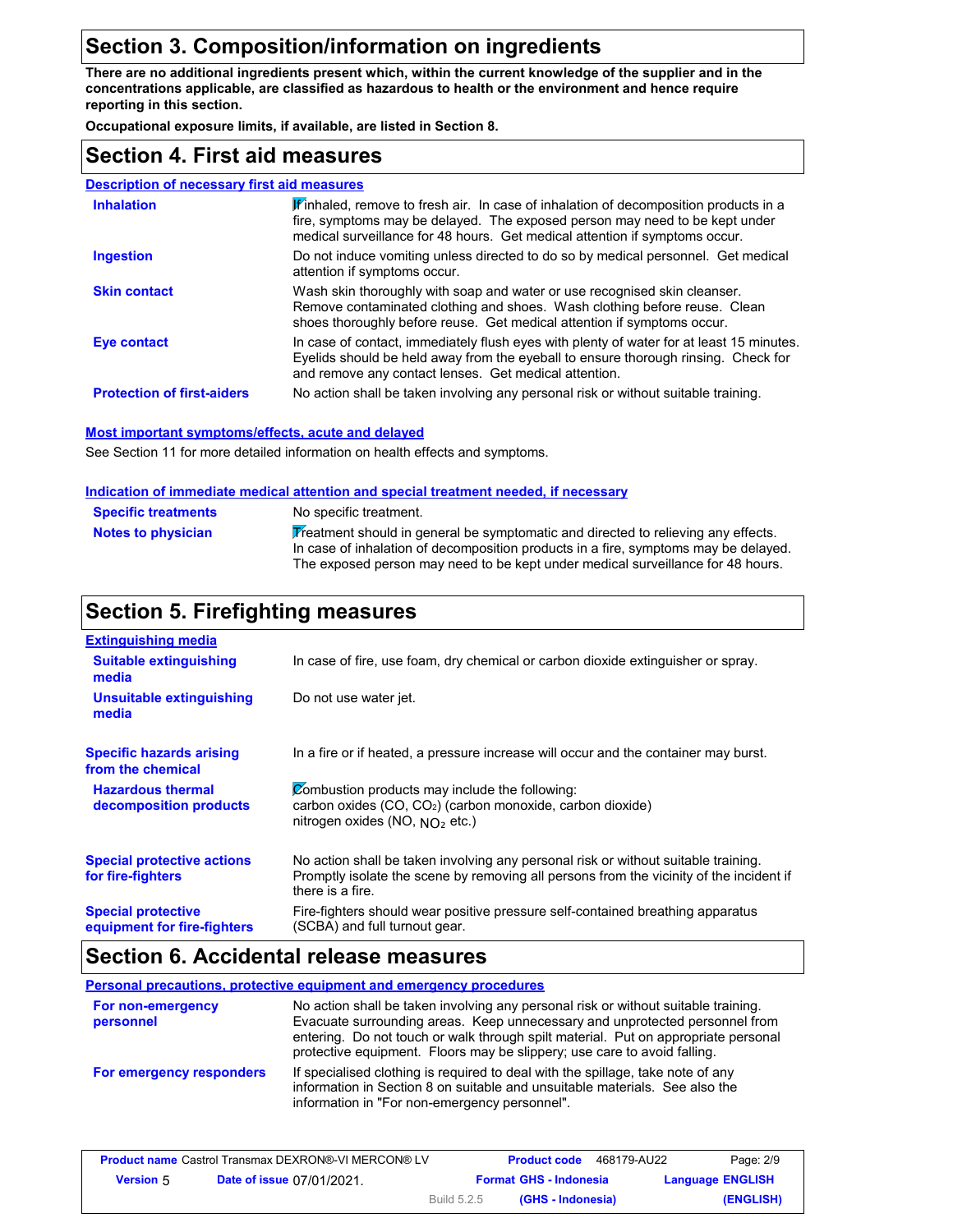## Section 3. Composition/information on ingredients

**There are no additional ingredients present which, within the current knowledge of the supplier and in the concentrations applicable, are classified as hazardous to health or the environment and hence require reporting in this section.**

**Occupational exposure limits, if available, are listed in Section 8.**

## Section 4. First aid measures

### Description of necessary first aid measures

| | |
|---|---|
| **Inhalation** | If inhaled, remove to fresh air. In case of inhalation of decomposition products in a fire, symptoms may be delayed. The exposed person may need to be kept under medical surveillance for 48 hours. Get medical attention if symptoms occur. |
| **Ingestion** | Do not induce vomiting unless directed to do so by medical personnel. Get medical attention if symptoms occur. |
| **Skin contact** | Wash skin thoroughly with soap and water or use recognised skin cleanser. Remove contaminated clothing and shoes. Wash clothing before reuse. Clean shoes thoroughly before reuse. Get medical attention if symptoms occur. |
| **Eye contact** | In case of contact, immediately flush eyes with plenty of water for at least 15 minutes. Eyelids should be held away from the eyeball to ensure thorough rinsing. Check for and remove any contact lenses. Get medical attention. |
| **Protection of first-aiders** | No action shall be taken involving any personal risk or without suitable training. |

### Most important symptoms/effects, acute and delayed

See Section 11 for more detailed information on health effects and symptoms.

### Indication of immediate medical attention and special treatment needed, if necessary

| | |
|---|---|
| **Specific treatments** | No specific treatment. |
| **Notes to physician** | Treatment should in general be symptomatic and directed to relieving any effects. In case of inhalation of decomposition products in a fire, symptoms may be delayed. The exposed person may need to be kept under medical surveillance for 48 hours. |

## Section 5. Firefighting measures

### Extinguishing media

| | |
|---|---|
| **Suitable extinguishing media** | In case of fire, use foam, dry chemical or carbon dioxide extinguisher or spray. |
| **Unsuitable extinguishing media** | Do not use water jet. |
| **Specific hazards arising from the chemical** | In a fire or if heated, a pressure increase will occur and the container may burst. |
| **Hazardous thermal decomposition products** | Combustion products may include the following:<br>carbon oxides ($CO$, $CO_2$) (carbon monoxide, carbon dioxide)<br>nitrogen oxides ($NO$, $NO_2$ etc.) |
| **Special protective actions for fire-fighters** | No action shall be taken involving any personal risk or without suitable training. Promptly isolate the scene by removing all persons from the vicinity of the incident if there is a fire. |
| **Special protective equipment for fire-fighters** | Fire-fighters should wear positive pressure self-contained breathing apparatus (SCBA) and full turnout gear. |

## Section 6. Accidental release measures

### Personal precautions, protective equipment and emergency procedures

| | |
|---|---|
| **For non-emergency personnel** | No action shall be taken involving any personal risk or without suitable training. Evacuate surrounding areas. Keep unnecessary and unprotected personnel from entering. Do not touch or walk through spilt material. Put on appropriate personal protective equipment. Floors may be slippery; use care to avoid falling. |
| **For emergency responders** | If specialised clothing is required to deal with the spillage, take note of any information in Section 8 on suitable and unsuitable materials. See also the information in "For non-emergency personnel". |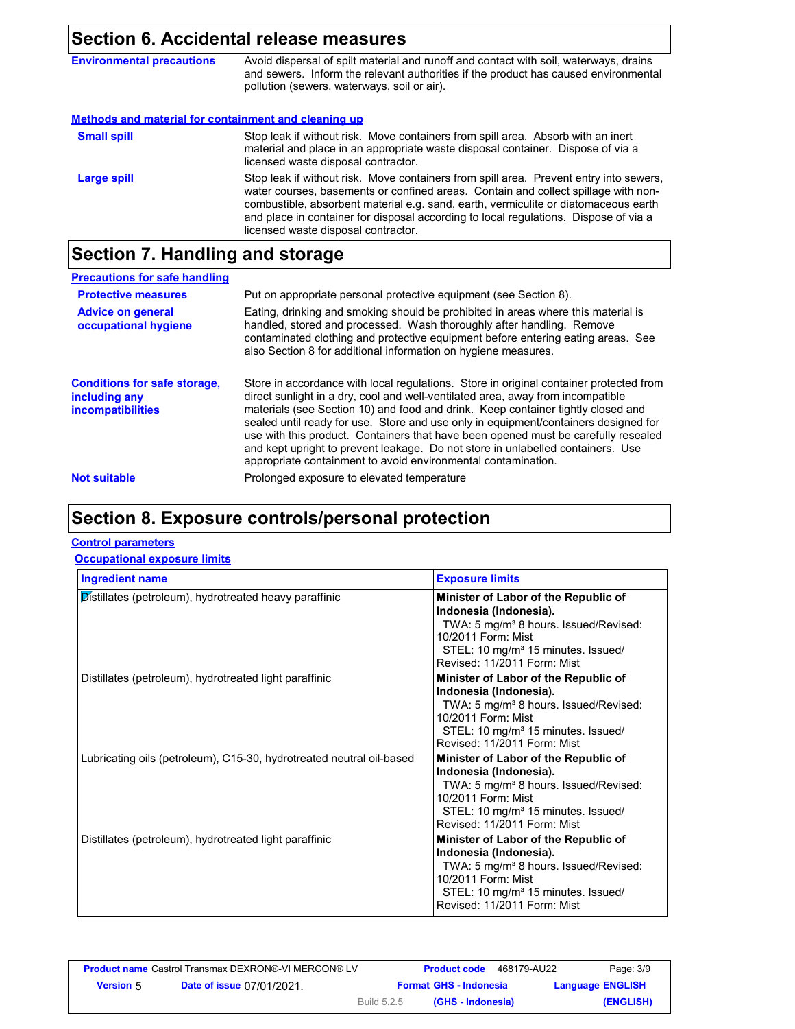## Section 6. Accidental release measures

**Environmental precautions**

Avoid dispersal of spilt material and runoff and contact with soil, waterways, drains and sewers. Inform the relevant authorities if the product has caused environmental pollution (sewers, waterways, soil or air).

### Methods and material for containment and cleaning up

**Small spill**

Stop leak if without risk. Move containers from spill area. Absorb with an inert material and place in an appropriate waste disposal container. Dispose of via a licensed waste disposal contractor.

**Large spill**

Stop leak if without risk. Move containers from spill area. Prevent entry into sewers, water courses, basements or confined areas. Contain and collect spillage with non-combustible, absorbent material e.g. sand, earth, vermiculite or diatomaceous earth and place in container for disposal according to local regulations. Dispose of via a licensed waste disposal contractor.

## Section 7. Handling and storage

### Precautions for safe handling

**Protective measures**

Put on appropriate personal protective equipment (see Section 8).

**Advice on general occupational hygiene**

Eating, drinking and smoking should be prohibited in areas where this material is handled, stored and processed. Wash thoroughly after handling. Remove contaminated clothing and protective equipment before entering eating areas. See also Section 8 for additional information on hygiene measures.

**Conditions for safe storage, including any incompatibilities**

Store in accordance with local regulations. Store in original container protected from direct sunlight in a dry, cool and well-ventilated area, away from incompatible materials (see Section 10) and food and drink. Keep container tightly closed and sealed until ready for use. Store and use only in equipment/containers designed for use with this product. Containers that have been opened must be carefully resealed and kept upright to prevent leakage. Do not store in unlabelled containers. Use appropriate containment to avoid environmental contamination.

**Not suitable**

Prolonged exposure to elevated temperature

## Section 8. Exposure controls/personal protection

### Control parameters

#### Occupational exposure limits

| Ingredient name | Exposure limits |
|---|---|
| Distillates (petroleum), hydrotreated heavy paraffinic | **Minister of Labor of the Republic of Indonesia (Indonesia).** TWA: 5 mg/m³ 8 hours. Issued/Revised: 10/2011 Form: Mist STEL: 10 mg/m³ 15 minutes. Issued/ Revised: 11/2011 Form: Mist |
| Distillates (petroleum), hydrotreated light paraffinic | **Minister of Labor of the Republic of Indonesia (Indonesia).** TWA: 5 mg/m³ 8 hours. Issued/Revised: 10/2011 Form: Mist STEL: 10 mg/m³ 15 minutes. Issued/ Revised: 11/2011 Form: Mist |
| Lubricating oils (petroleum), C15-30, hydrotreated neutral oil-based | **Minister of Labor of the Republic of Indonesia (Indonesia).** TWA: 5 mg/m³ 8 hours. Issued/Revised: 10/2011 Form: Mist STEL: 10 mg/m³ 15 minutes. Issued/ Revised: 11/2011 Form: Mist |
| Distillates (petroleum), hydrotreated light paraffinic | **Minister of Labor of the Republic of Indonesia (Indonesia).** TWA: 5 mg/m³ 8 hours. Issued/Revised: 10/2011 Form: Mist STEL: 10 mg/m³ 15 minutes. Issued/ Revised: 11/2011 Form: Mist |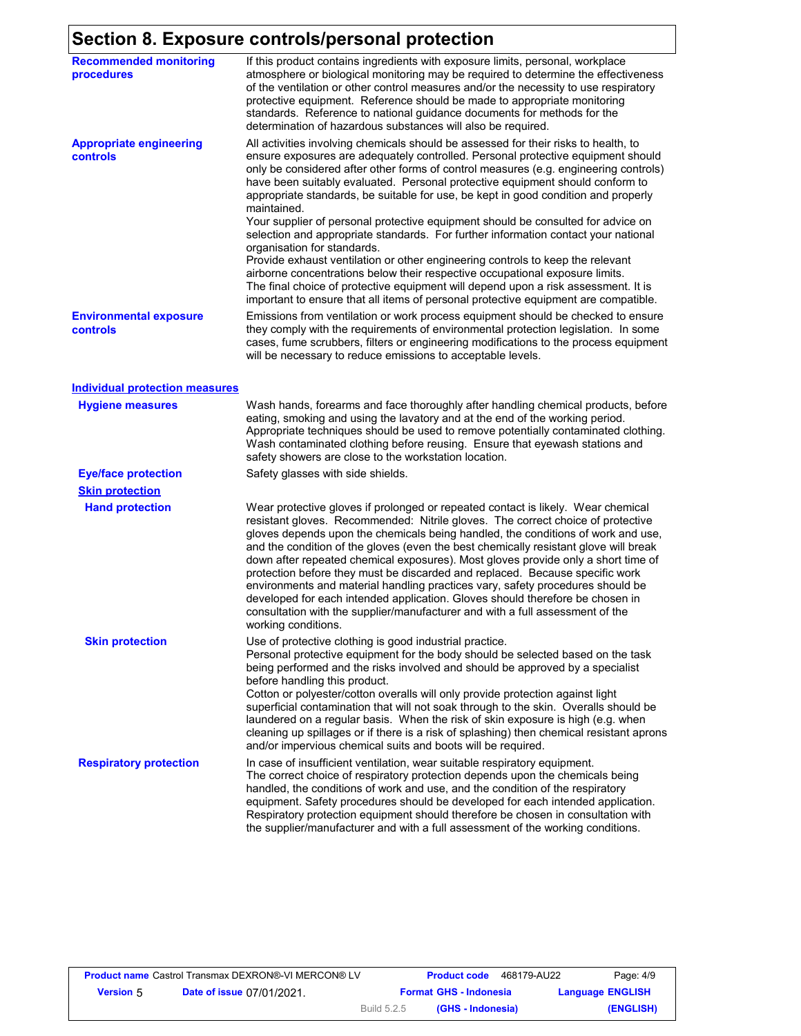# Section 8. Exposure controls/personal protection

**Recommended monitoring procedures**

If this product contains ingredients with exposure limits, personal, workplace atmosphere or biological monitoring may be required to determine the effectiveness of the ventilation or other control measures and/or the necessity to use respiratory protective equipment. Reference should be made to appropriate monitoring standards. Reference to national guidance documents for methods for the determination of hazardous substances will also be required.

**Appropriate engineering controls**

All activities involving chemicals should be assessed for their risks to health, to ensure exposures are adequately controlled. Personal protective equipment should only be considered after other forms of control measures (e.g. engineering controls) have been suitably evaluated. Personal protective equipment should conform to appropriate standards, be suitable for use, be kept in good condition and properly maintained.
Your supplier of personal protective equipment should be consulted for advice on selection and appropriate standards. For further information contact your national organisation for standards.
Provide exhaust ventilation or other engineering controls to keep the relevant airborne concentrations below their respective occupational exposure limits.
The final choice of protective equipment will depend upon a risk assessment. It is important to ensure that all items of personal protective equipment are compatible.

**Environmental exposure controls**

Emissions from ventilation or work process equipment should be checked to ensure they comply with the requirements of environmental protection legislation. In some cases, fume scrubbers, filters or engineering modifications to the process equipment will be necessary to reduce emissions to acceptable levels.

## Individual protection measures

**Hygiene measures**

Wash hands, forearms and face thoroughly after handling chemical products, before eating, smoking and using the lavatory and at the end of the working period. Appropriate techniques should be used to remove potentially contaminated clothing. Wash contaminated clothing before reusing. Ensure that eyewash stations and safety showers are close to the workstation location.

**Eye/face protection**

Safety glasses with side shields.

### Skin protection

**Hand protection**

Wear protective gloves if prolonged or repeated contact is likely. Wear chemical resistant gloves. Recommended: Nitrile gloves. The correct choice of protective gloves depends upon the chemicals being handled, the conditions of work and use, and the condition of the gloves (even the best chemically resistant glove will break down after repeated chemical exposures). Most gloves provide only a short time of protection before they must be discarded and replaced. Because specific work environments and material handling practices vary, safety procedures should be developed for each intended application. Gloves should therefore be chosen in consultation with the supplier/manufacturer and with a full assessment of the working conditions.

**Skin protection**

Use of protective clothing is good industrial practice.
Personal protective equipment for the body should be selected based on the task being performed and the risks involved and should be approved by a specialist before handling this product.
Cotton or polyester/cotton overalls will only provide protection against light superficial contamination that will not soak through to the skin. Overalls should be laundered on a regular basis. When the risk of skin exposure is high (e.g. when cleaning up spillages or if there is a risk of splashing) then chemical resistant aprons and/or impervious chemical suits and boots will be required.

**Respiratory protection**

In case of insufficient ventilation, wear suitable respiratory equipment.
The correct choice of respiratory protection depends upon the chemicals being handled, the conditions of work and use, and the condition of the respiratory equipment. Safety procedures should be developed for each intended application. Respiratory protection equipment should therefore be chosen in consultation with the supplier/manufacturer and with a full assessment of the working conditions.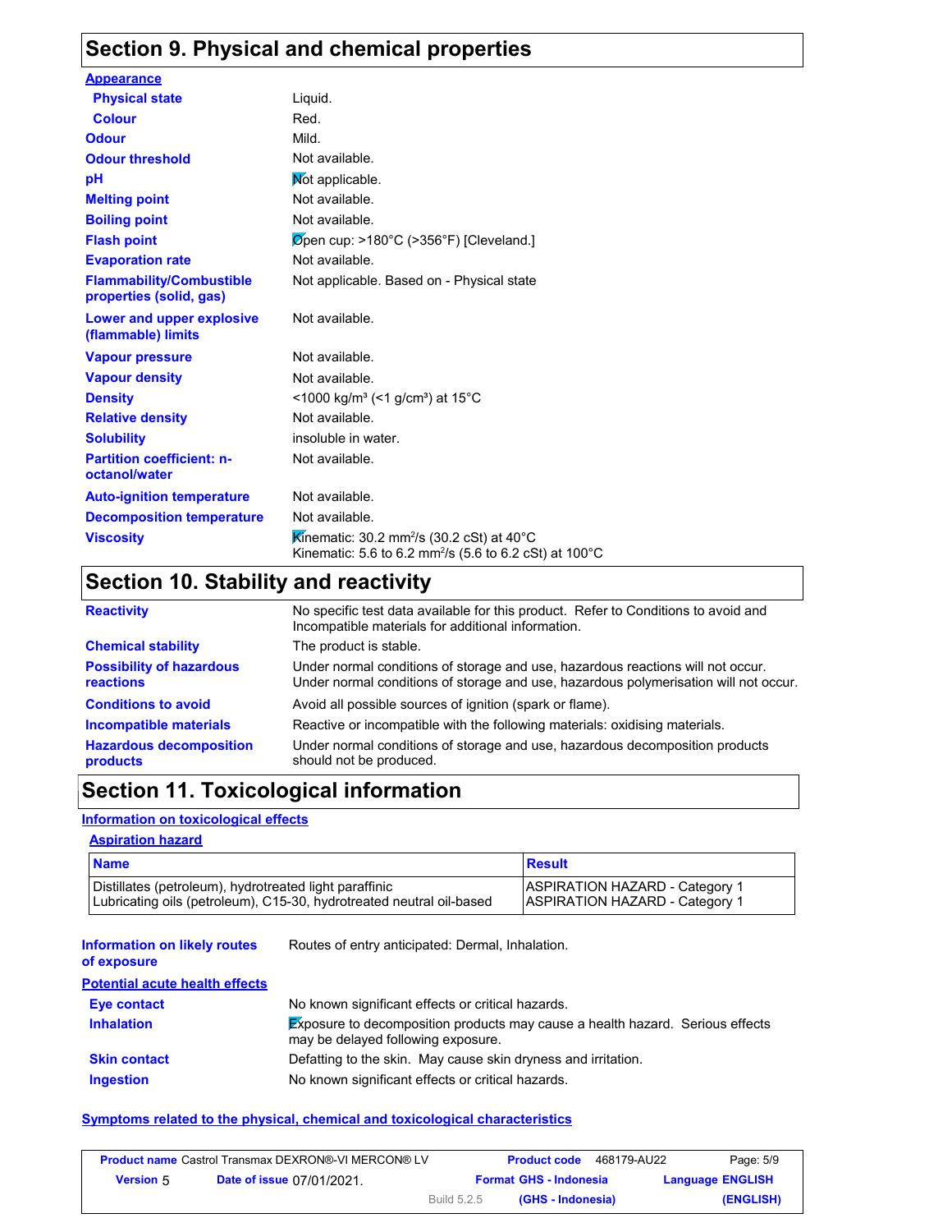## Section 9. Physical and chemical properties

**Appearance**

| | |
|---|---|
| **Physical state** | Liquid. |
| **Colour** | Red. |
| **Odour** | Mild. |
| **Odour threshold** | Not available. |
| **pH** | Not applicable. |
| **Melting point** | Not available. |
| **Boiling point** | Not available. |
| **Flash point** | Open cup: >180°C (>356°F) [Cleveland.] |
| **Evaporation rate** | Not available. |
| **Flammability/Combustible properties (solid, gas)** | Not applicable. Based on - Physical state |
| **Lower and upper explosive (flammable) limits** | Not available. |
| **Vapour pressure** | Not available. |
| **Vapour density** | Not available. |
| **Density** | <1000 kg/m³ (<1 g/cm³) at 15°C |
| **Relative density** | Not available. |
| **Solubility** | insoluble in water. |
| **Partition coefficient: n-octanol/water** | Not available. |
| **Auto-ignition temperature** | Not available. |
| **Decomposition temperature** | Not available. |
| **Viscosity** | Kinematic: 30.2 mm²/s (30.2 cSt) at 40°C<br>Kinematic: 5.6 to 6.2 mm²/s (5.6 to 6.2 cSt) at 100°C |

## Section 10. Stability and reactivity

| | |
|---|---|
| **Reactivity** | No specific test data available for this product. Refer to Conditions to avoid and Incompatible materials for additional information. |
| **Chemical stability** | The product is stable. |
| **Possibility of hazardous reactions** | Under normal conditions of storage and use, hazardous reactions will not occur.<br>Under normal conditions of storage and use, hazardous polymerisation will not occur. |
| **Conditions to avoid** | Avoid all possible sources of ignition (spark or flame). |
| **Incompatible materials** | Reactive or incompatible with the following materials: oxidising materials. |
| **Hazardous decomposition products** | Under normal conditions of storage and use, hazardous decomposition products should not be produced. |

## Section 11. Toxicological information

**Information on toxicological effects**

**Aspiration hazard**

| Name | Result |
|---|---|
| Distillates (petroleum), hydrotreated light paraffinic | ASPIRATION HAZARD - Category 1 |
| Lubricating oils (petroleum), C15-30, hydrotreated neutral oil-based | ASPIRATION HAZARD - Category 1 |

| | |
|---|---|
| **Information on likely routes of exposure** | Routes of entry anticipated: Dermal, Inhalation. |

**Potential acute health effects**

| | |
|---|---|
| **Eye contact** | No known significant effects or critical hazards. |
| **Inhalation** | Exposure to decomposition products may cause a health hazard. Serious effects may be delayed following exposure. |
| **Skin contact** | Defatting to the skin. May cause skin dryness and irritation. |
| **Ingestion** | No known significant effects or critical hazards. |

**Symptoms related to the physical, chemical and toxicological characteristics**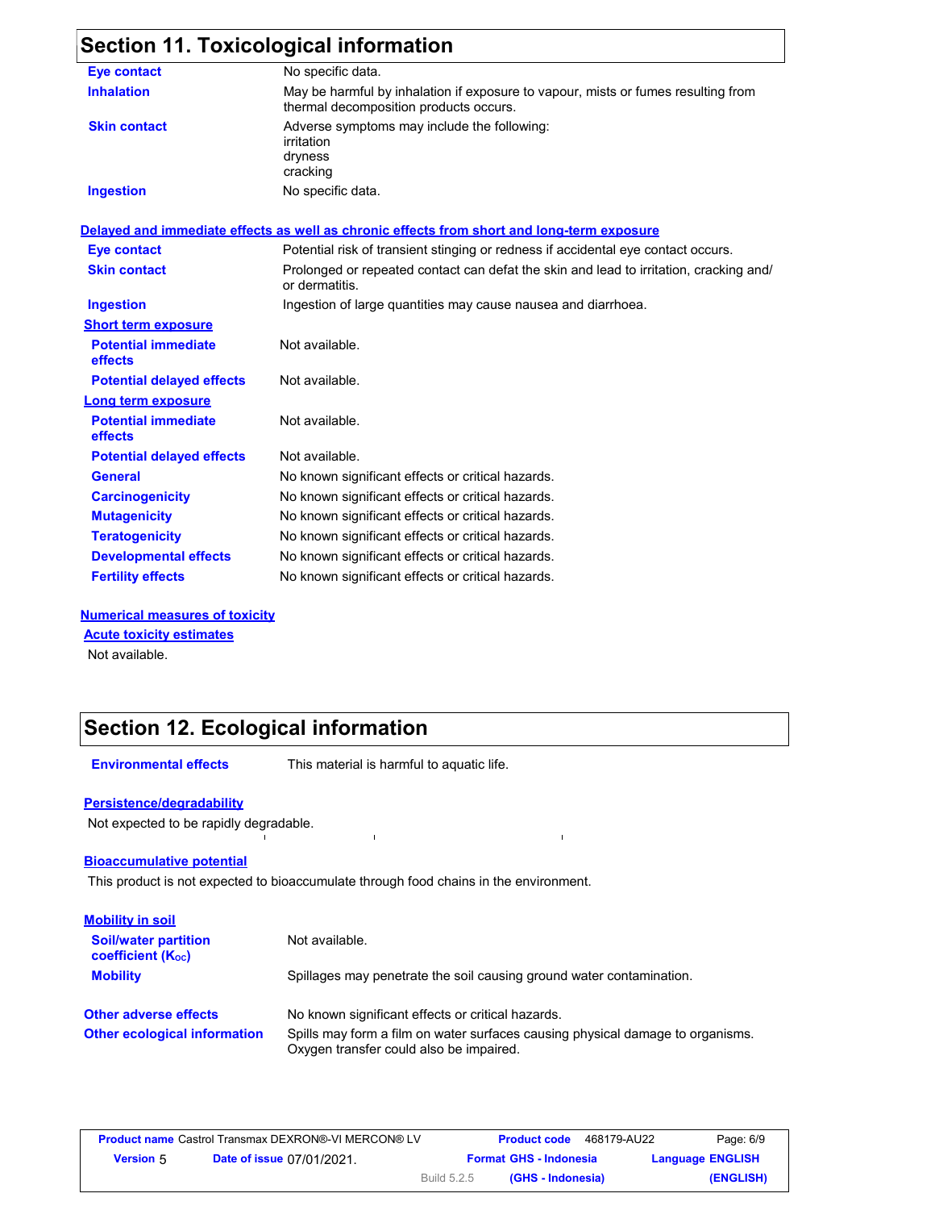## Section 11. Toxicological information

| | |
|---|---|
| **Eye contact** | No specific data. |
| **Inhalation** | May be harmful by inhalation if exposure to vapour, mists or fumes resulting from thermal decomposition products occurs. |
| **Skin contact** | Adverse symptoms may include the following: irritation dryness cracking |
| **Ingestion** | No specific data. |

**Delayed and immediate effects as well as chronic effects from short and long-term exposure**

| | |
|---|---|
| **Eye contact** | Potential risk of transient stinging or redness if accidental eye contact occurs. |
| **Skin contact** | Prolonged or repeated contact can defat the skin and lead to irritation, cracking and/or dermatitis. |
| **Ingestion** | Ingestion of large quantities may cause nausea and diarrhoea. |

**Short term exposure**

| | |
|---|---|
| **Potential immediate effects** | Not available. |
| **Potential delayed effects** | Not available. |

**Long term exposure**

| | |
|---|---|
| **Potential immediate effects** | Not available. |
| **Potential delayed effects** | Not available. |
| **General** | No known significant effects or critical hazards. |
| **Carcinogenicity** | No known significant effects or critical hazards. |
| **Mutagenicity** | No known significant effects or critical hazards. |
| **Teratogenicity** | No known significant effects or critical hazards. |
| **Developmental effects** | No known significant effects or critical hazards. |
| **Fertility effects** | No known significant effects or critical hazards. |

**Numerical measures of toxicity**

**Acute toxicity estimates**

Not available.

## Section 12. Ecological information

| | |
|---|---|
| **Environmental effects** | This material is harmful to aquatic life. |

**Persistence/degradability**

Not expected to be rapidly degradable.

**Bioaccumulative potential**

This product is not expected to bioaccumulate through food chains in the environment.

**Mobility in soil**

| | |
|---|---|
| **Soil/water partition coefficient ($K_{OC}$)** | Not available. |
| **Mobility** | Spillages may penetrate the soil causing ground water contamination. |
| **Other adverse effects** | No known significant effects or critical hazards. |
| **Other ecological information** | Spills may form a film on water surfaces causing physical damage to organisms. Oxygen transfer could also be impaired. |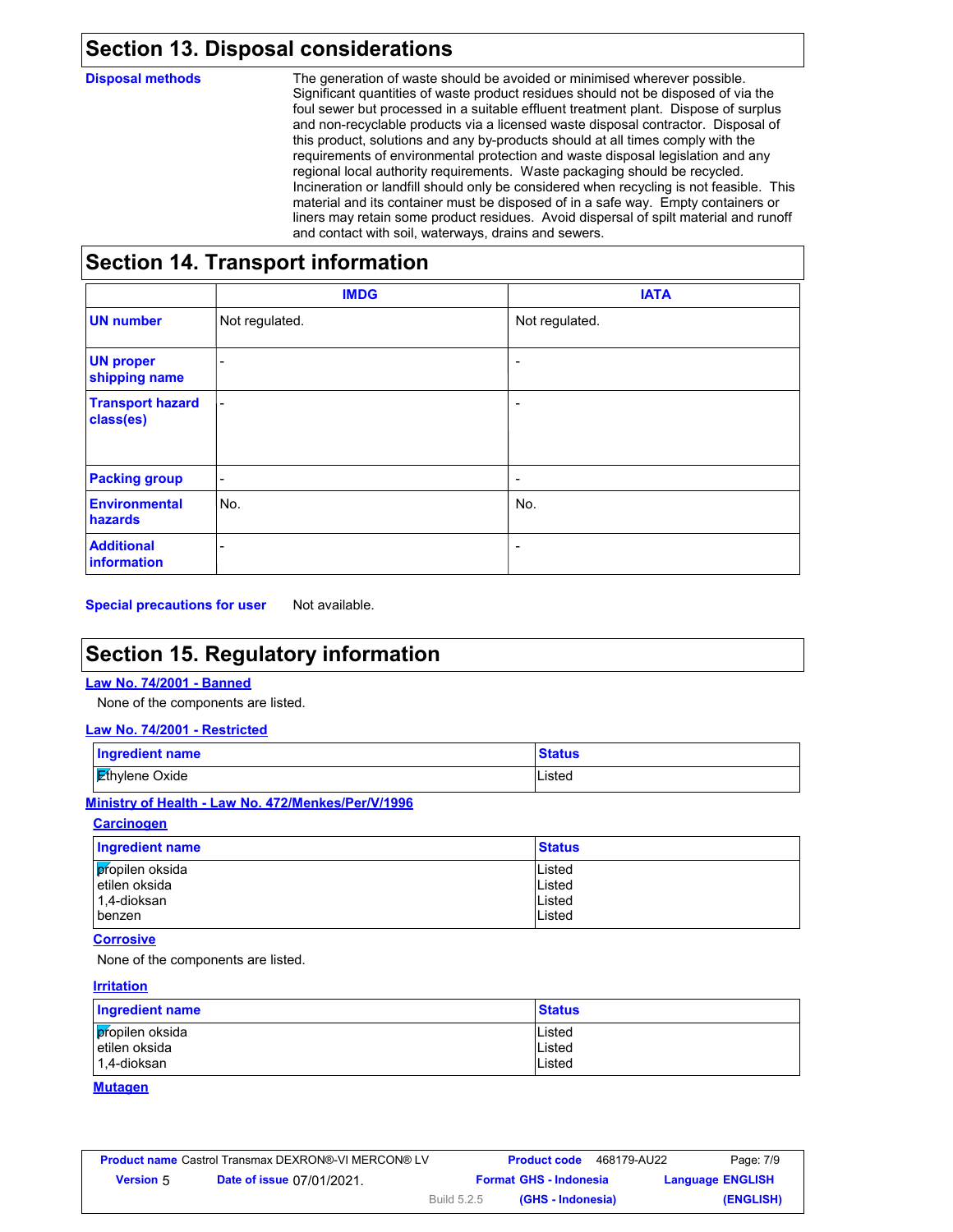## Section 13. Disposal considerations

**Disposal methods**

The generation of waste should be avoided or minimised wherever possible. Significant quantities of waste product residues should not be disposed of via the foul sewer but processed in a suitable effluent treatment plant. Dispose of surplus and non-recyclable products via a licensed waste disposal contractor. Disposal of this product, solutions and any by-products should at all times comply with the requirements of environmental protection and waste disposal legislation and any regional local authority requirements. Waste packaging should be recycled. Incineration or landfill should only be considered when recycling is not feasible. This material and its container must be disposed of in a safe way. Empty containers or liners may retain some product residues. Avoid dispersal of spilt material and runoff and contact with soil, waterways, drains and sewers.

## Section 14. Transport information

| | IMDG | IATA |
|---|---|---|
| **UN number** | Not regulated. | Not regulated. |
| **UN proper shipping name** | - | - |
| **Transport hazard class(es)** | - | - |
| **Packing group** | - | - |
| **Environmental hazards** | No. | No. |
| **Additional information** | - | - |

**Special precautions for user** Not available.

## Section 15. Regulatory information

**Law No. 74/2001 - Banned**

None of the components are listed.

**Law No. 74/2001 - Restricted**

| Ingredient name | Status |
|---|---|
| Ethylene Oxide | Listed |

**Ministry of Health - Law No. 472/Menkes/Per/V/1996**

**Carcinogen**

| Ingredient name | Status |
|---|---|
| propilen oksida | Listed |
| etilen oksida | Listed |
| 1,4-dioksan | Listed |
| benzen | Listed |

**Corrosive**

None of the components are listed.

**Irritation**

| Ingredient name | Status |
|---|---|
| propilen oksida | Listed |
| etilen oksida | Listed |
| 1,4-dioksan | Listed |

**Mutagen**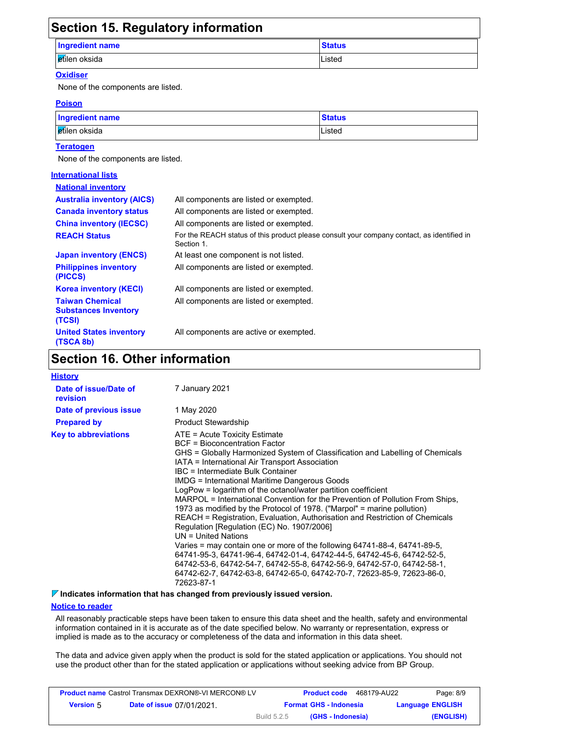## Section 15. Regulatory information

| Ingredient name | Status |
|---|---|
| etilen oksida | Listed |

**Oxidiser**

None of the components are listed.

**Poison**

| Ingredient name | Status |
|---|---|
| etilen oksida | Listed |

**Teratogen**

None of the components are listed.

**International lists**

**National inventory**

| | |
|---|---|
| **Australia inventory (AICS)** | All components are listed or exempted. |
| **Canada inventory status** | All components are listed or exempted. |
| **China inventory (IECSC)** | All components are listed or exempted. |
| **REACH Status** | For the REACH status of this product please consult your company contact, as identified in Section 1. |
| **Japan inventory (ENCS)** | At least one component is not listed. |
| **Philippines inventory (PICCS)** | All components are listed or exempted. |
| **Korea inventory (KECI)** | All components are listed or exempted. |
| **Taiwan Chemical Substances Inventory (TCSI)** | All components are listed or exempted. |
| **United States inventory (TSCA 8b)** | All components are active or exempted. |

## Section 16. Other information

**History**

| | |
|---|---|
| **Date of issue/Date of revision** | 7 January 2021 |
| **Date of previous issue** | 1 May 2020 |
| **Prepared by** | Product Stewardship |

**Key to abbreviations**

ATE = Acute Toxicity Estimate
BCF = Bioconcentration Factor
GHS = Globally Harmonized System of Classification and Labelling of Chemicals
IATA = International Air Transport Association
IBC = Intermediate Bulk Container
IMDG = International Maritime Dangerous Goods
LogPow = logarithm of the octanol/water partition coefficient
MARPOL = International Convention for the Prevention of Pollution From Ships, 1973 as modified by the Protocol of 1978. ("Marpol" = marine pollution)
REACH = Registration, Evaluation, Authorisation and Restriction of Chemicals Regulation [Regulation (EC) No. 1907/2006]
UN = United Nations
Varies = may contain one or more of the following 64741-88-4, 64741-89-5, 64741-95-3, 64741-96-4, 64742-01-4, 64742-44-5, 64742-45-6, 64742-52-5, 64742-53-6, 64742-54-7, 64742-55-8, 64742-56-9, 64742-57-0, 64742-58-1, 64742-62-7, 64742-63-8, 64742-65-0, 64742-70-7, 72623-85-9, 72623-86-0, 72623-87-1

**Indicates information that has changed from previously issued version.**

**Notice to reader**

All reasonably practicable steps have been taken to ensure this data sheet and the health, safety and environmental information contained in it is accurate as of the date specified below. No warranty or representation, express or implied is made as to the accuracy or completeness of the data and information in this data sheet.

The data and advice given apply when the product is sold for the stated application or applications. You should not use the product other than for the stated application or applications without seeking advice from BP Group.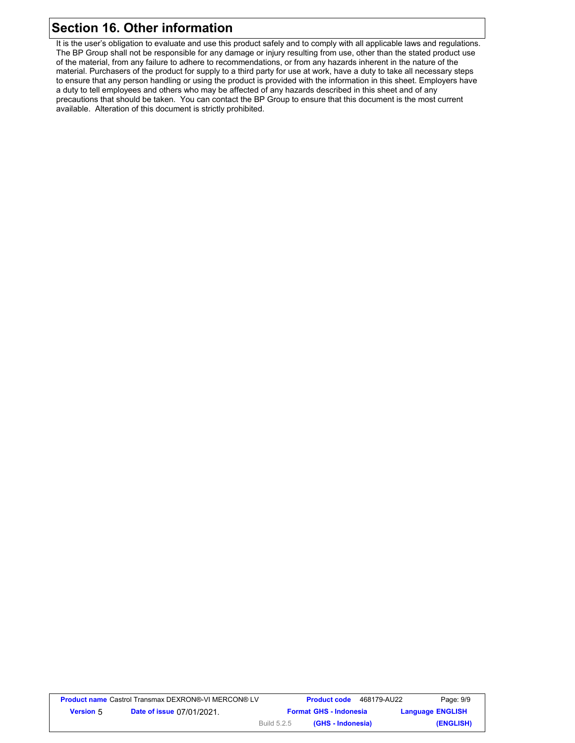## Section 16. Other information

It is the user's obligation to evaluate and use this product safely and to comply with all applicable laws and regulations. The BP Group shall not be responsible for any damage or injury resulting from use, other than the stated product use of the material, from any failure to adhere to recommendations, or from any hazards inherent in the nature of the material. Purchasers of the product for supply to a third party for use at work, have a duty to take all necessary steps to ensure that any person handling or using the product is provided with the information in this sheet. Employers have a duty to tell employees and others who may be affected of any hazards described in this sheet and of any precautions that should be taken. You can contact the BP Group to ensure that this document is the most current available. Alteration of this document is strictly prohibited.